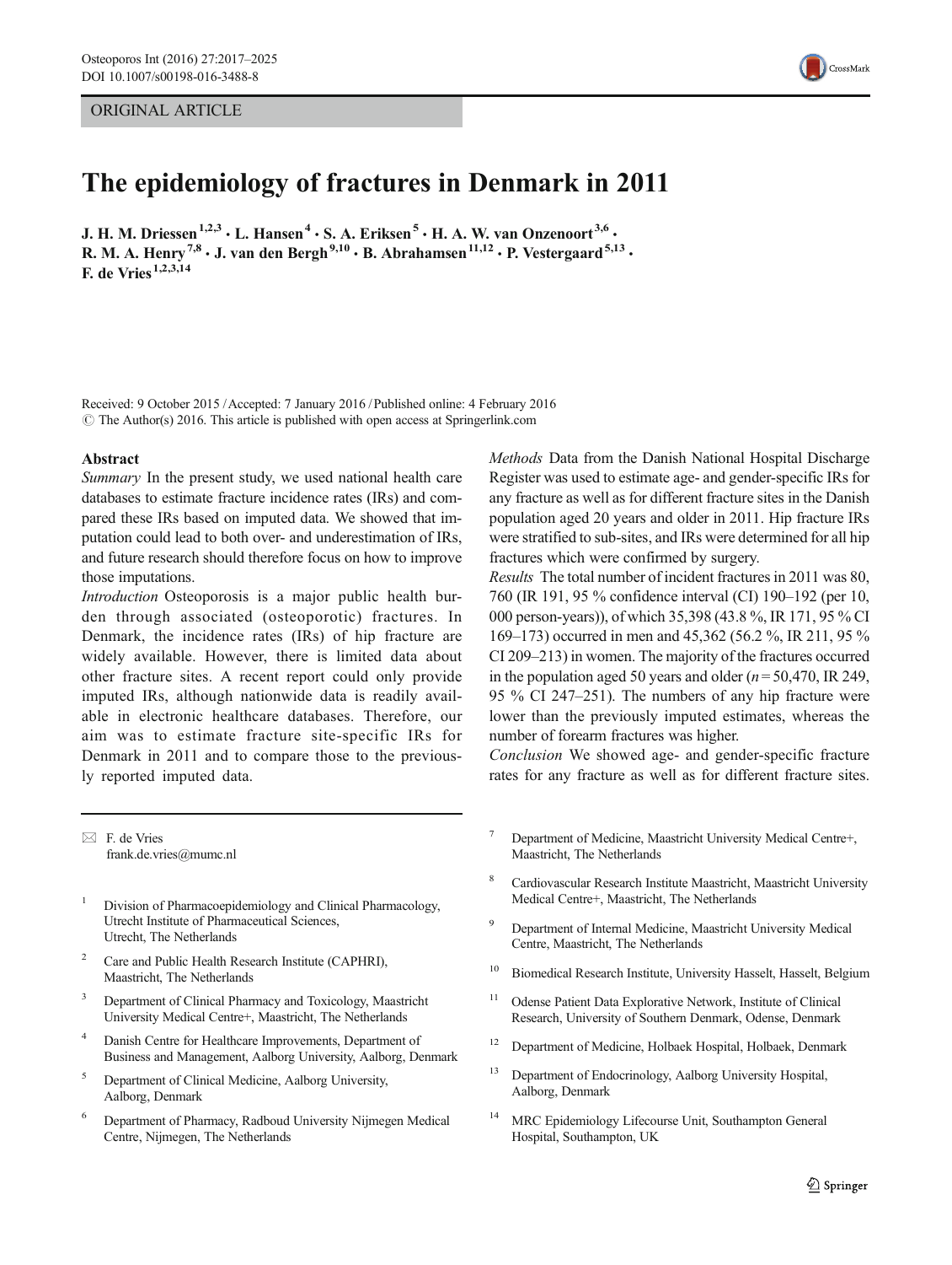ORIGINAL ARTICLE

# The epidemiology of fractures in Denmark in 2011

J. H. M. Driessen[1,2,3] · L. Hansen[4] · S. A. Eriksen[5] · H. A. W. van Onzenoort[3,6] · R. M. A. Henry[7,8] · J. van den Bergh[9,10] · B. Abrahamsen[11,12] · P. Vestergaard[5,13] · F. de Vries[1,2,3,14]

Received: 9 October 2015 / Accepted: 7 January 2016 / Published online: 4 February 2016
© The Author(s) 2016. This article is published with open access at Springerlink.com

## Abstract

*Summary* In the present study, we used national health care databases to estimate fracture incidence rates (IRs) and compared these IRs based on imputed data. We showed that imputation could lead to both over- and underestimation of IRs, and future research should therefore focus on how to improve those imputations.

*Introduction* Osteoporosis is a major public health burden through associated (osteoporotic) fractures. In Denmark, the incidence rates (IRs) of hip fracture are widely available. However, there is limited data about other fracture sites. A recent report could only provide imputed IRs, although nationwide data is readily available in electronic healthcare databases. Therefore, our aim was to estimate fracture site-specific IRs for Denmark in 2011 and to compare those to the previously reported imputed data.

*Methods* Data from the Danish National Hospital Discharge Register was used to estimate age- and gender-specific IRs for any fracture as well as for different fracture sites in the Danish population aged 20 years and older in 2011. Hip fracture IRs were stratified to sub-sites, and IRs were determined for all hip fractures which were confirmed by surgery.

*Results* The total number of incident fractures in 2011 was 80,760 (IR 191, 95 % confidence interval (CI) 190–192 (per 10,000 person-years)), of which 35,398 (43.8 %, IR 171, 95 % CI 169–173) occurred in men and 45,362 (56.2 %, IR 211, 95 % CI 209–213) in women. The majority of the fractures occurred in the population aged 50 years and older ($n = 50{,}470$, IR 249, 95 % CI 247–251). The numbers of any hip fracture were lower than the previously imputed estimates, whereas the number of forearm fractures was higher.

*Conclusion* We showed age- and gender-specific fracture rates for any fracture as well as for different fracture sites.

---

✉ F. de Vries
frank.de.vries@mumc.nl

1. Division of Pharmacoepidemiology and Clinical Pharmacology, Utrecht Institute of Pharmaceutical Sciences, Utrecht, The Netherlands
2. Care and Public Health Research Institute (CAPHRI), Maastricht, The Netherlands
3. Department of Clinical Pharmacy and Toxicology, Maastricht University Medical Centre+, Maastricht, The Netherlands
4. Danish Centre for Healthcare Improvements, Department of Business and Management, Aalborg University, Aalborg, Denmark
5. Department of Clinical Medicine, Aalborg University, Aalborg, Denmark
6. Department of Pharmacy, Radboud University Nijmegen Medical Centre, Nijmegen, The Netherlands
7. Department of Medicine, Maastricht University Medical Centre+, Maastricht, The Netherlands
8. Cardiovascular Research Institute Maastricht, Maastricht University Medical Centre+, Maastricht, The Netherlands
9. Department of Internal Medicine, Maastricht University Medical Centre, Maastricht, The Netherlands
10. Biomedical Research Institute, University Hasselt, Hasselt, Belgium
11. Odense Patient Data Explorative Network, Institute of Clinical Research, University of Southern Denmark, Odense, Denmark
12. Department of Medicine, Holbaek Hospital, Holbaek, Denmark
13. Department of Endocrinology, Aalborg University Hospital, Aalborg, Denmark
14. MRC Epidemiology Lifecourse Unit, Southampton General Hospital, Southampton, UK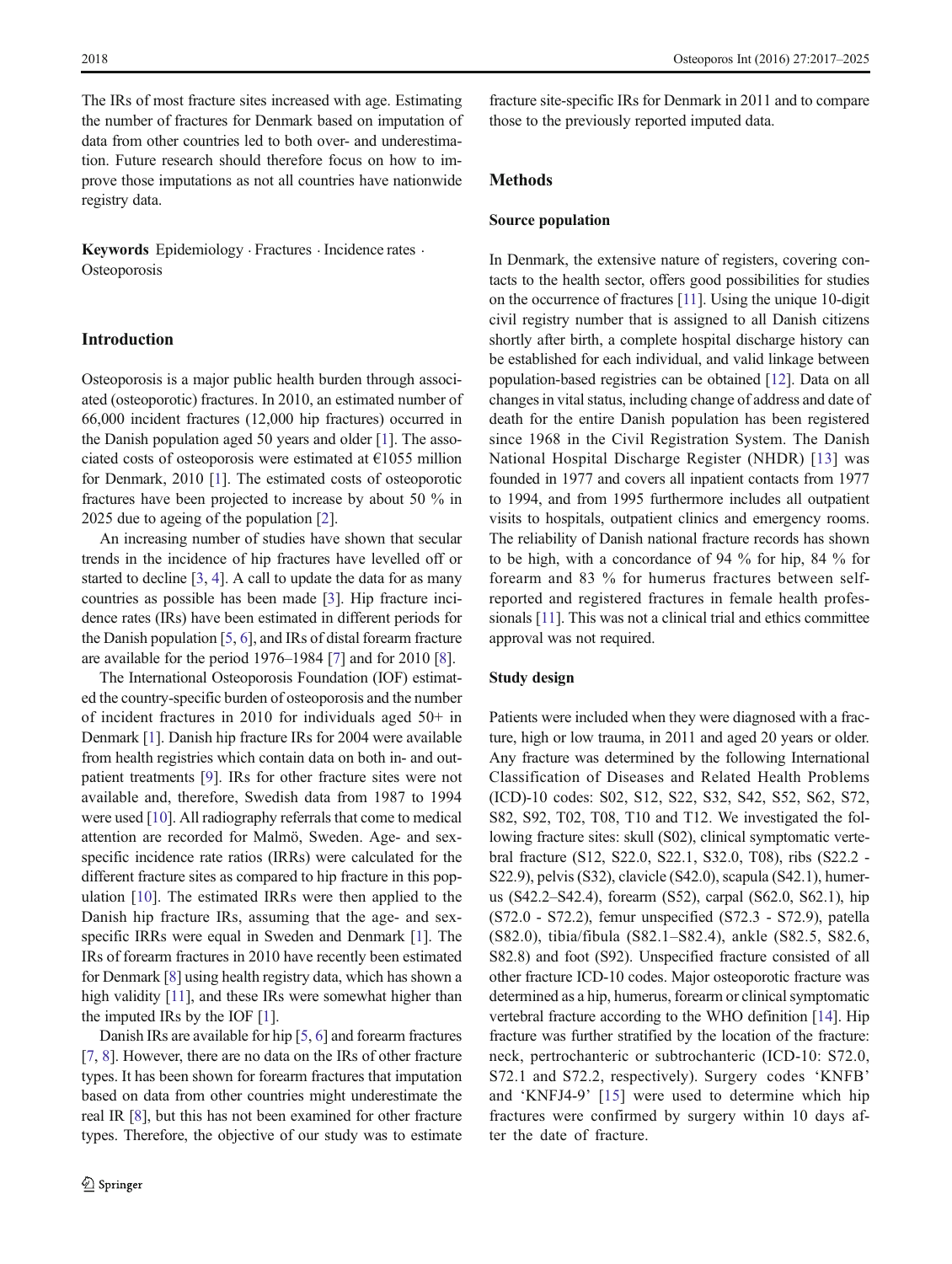The IRs of most fracture sites increased with age. Estimating the number of fractures for Denmark based on imputation of data from other countries led to both over- and underestimation. Future research should therefore focus on how to improve those imputations as not all countries have nationwide registry data.

**Keywords** Epidemiology · Fractures · Incidence rates · Osteoporosis

## Introduction

Osteoporosis is a major public health burden through associated (osteoporotic) fractures. In 2010, an estimated number of 66,000 incident fractures (12,000 hip fractures) occurred in the Danish population aged 50 years and older [1]. The associated costs of osteoporosis were estimated at €1055 million for Denmark, 2010 [1]. The estimated costs of osteoporotic fractures have been projected to increase by about 50 % in 2025 due to ageing of the population [2].

An increasing number of studies have shown that secular trends in the incidence of hip fractures have levelled off or started to decline [3, 4]. A call to update the data for as many countries as possible has been made [3]. Hip fracture incidence rates (IRs) have been estimated in different periods for the Danish population [5, 6], and IRs of distal forearm fracture are available for the period 1976–1984 [7] and for 2010 [8].

The International Osteoporosis Foundation (IOF) estimated the country-specific burden of osteoporosis and the number of incident fractures in 2010 for individuals aged 50+ in Denmark [1]. Danish hip fracture IRs for 2004 were available from health registries which contain data on both in- and outpatient treatments [9]. IRs for other fracture sites were not available and, therefore, Swedish data from 1987 to 1994 were used [10]. All radiography referrals that come to medical attention are recorded for Malmö, Sweden. Age- and sex-specific incidence rate ratios (IRRs) were calculated for the different fracture sites as compared to hip fracture in this population [10]. The estimated IRRs were then applied to the Danish hip fracture IRs, assuming that the age- and sex-specific IRRs were equal in Sweden and Denmark [1]. The IRs of forearm fractures in 2010 have recently been estimated for Denmark [8] using health registry data, which has shown a high validity [11], and these IRs were somewhat higher than the imputed IRs by the IOF [1].

Danish IRs are available for hip [5, 6] and forearm fractures [7, 8]. However, there are no data on the IRs of other fracture types. It has been shown for forearm fractures that imputation based on data from other countries might underestimate the real IR [8], but this has not been examined for other fracture types. Therefore, the objective of our study was to estimate fracture site-specific IRs for Denmark in 2011 and to compare those to the previously reported imputed data.

## Methods

### Source population

In Denmark, the extensive nature of registers, covering contacts to the health sector, offers good possibilities for studies on the occurrence of fractures [11]. Using the unique 10-digit civil registry number that is assigned to all Danish citizens shortly after birth, a complete hospital discharge history can be established for each individual, and valid linkage between population-based registries can be obtained [12]. Data on all changes in vital status, including change of address and date of death for the entire Danish population has been registered since 1968 in the Civil Registration System. The Danish National Hospital Discharge Register (NHDR) [13] was founded in 1977 and covers all inpatient contacts from 1977 to 1994, and from 1995 furthermore includes all outpatient visits to hospitals, outpatient clinics and emergency rooms. The reliability of Danish national fracture records has shown to be high, with a concordance of 94 % for hip, 84 % for forearm and 83 % for humerus fractures between self-reported and registered fractures in female health professionals [11]. This was not a clinical trial and ethics committee approval was not required.

### Study design

Patients were included when they were diagnosed with a fracture, high or low trauma, in 2011 and aged 20 years or older. Any fracture was determined by the following International Classification of Diseases and Related Health Problems (ICD)-10 codes: S02, S12, S22, S32, S42, S52, S62, S72, S82, S92, T02, T08, T10 and T12. We investigated the following fracture sites: skull (S02), clinical symptomatic vertebral fracture (S12, S22.0, S22.1, S32.0, T08), ribs (S22.2 - S22.9), pelvis (S32), clavicle (S42.0), scapula (S42.1), humerus (S42.2–S42.4), forearm (S52), carpal (S62.0, S62.1), hip (S72.0 - S72.2), femur unspecified (S72.3 - S72.9), patella (S82.0), tibia/fibula (S82.1–S82.4), ankle (S82.5, S82.6, S82.8) and foot (S92). Unspecified fracture consisted of all other fracture ICD-10 codes. Major osteoporotic fracture was determined as a hip, humerus, forearm or clinical symptomatic vertebral fracture according to the WHO definition [14]. Hip fracture was further stratified by the location of the fracture: neck, pertrochanteric or subtrochanteric (ICD-10: S72.0, S72.1 and S72.2, respectively). Surgery codes 'KNFB' and 'KNFJ4-9' [15] were used to determine which hip fractures were confirmed by surgery within 10 days after the date of fracture.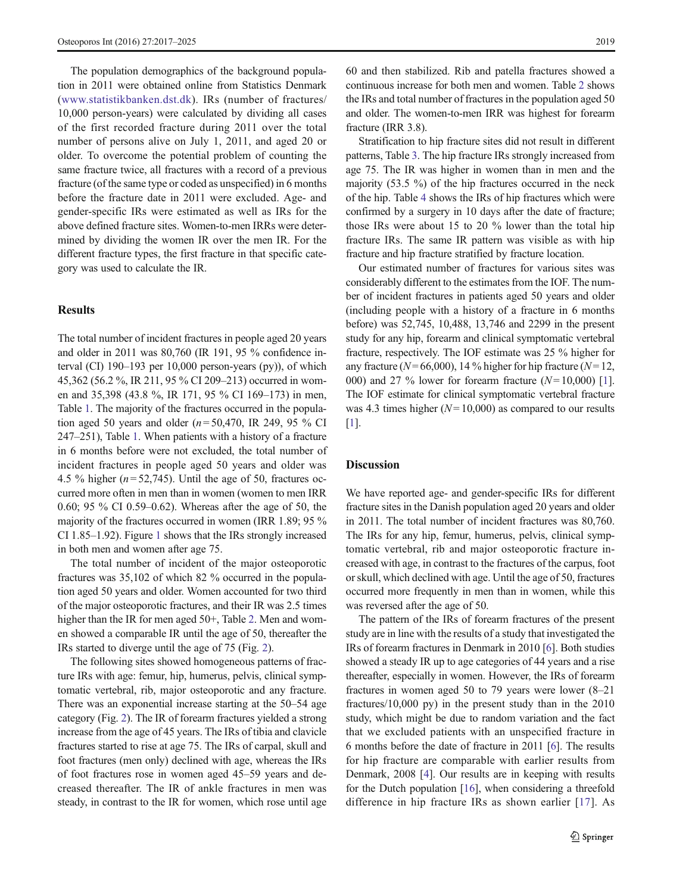The population demographics of the background population in 2011 were obtained online from Statistics Denmark (www.statistikbanken.dst.dk). IRs (number of fractures/10,000 person-years) were calculated by dividing all cases of the first recorded fracture during 2011 over the total number of persons alive on July 1, 2011, and aged 20 or older. To overcome the potential problem of counting the same fracture twice, all fractures with a record of a previous fracture (of the same type or coded as unspecified) in 6 months before the fracture date in 2011 were excluded. Age- and gender-specific IRs were estimated as well as IRs for the above defined fracture sites. Women-to-men IRRs were determined by dividing the women IR over the men IR. For the different fracture types, the first fracture in that specific category was used to calculate the IR.

## Results

The total number of incident fractures in people aged 20 years and older in 2011 was 80,760 (IR 191, 95 % confidence interval (CI) 190–193 per 10,000 person-years (py)), of which 45,362 (56.2 %, IR 211, 95 % CI 209–213) occurred in women and 35,398 (43.8 %, IR 171, 95 % CI 169–173) in men, Table 1. The majority of the fractures occurred in the population aged 50 years and older ($n = 50{,}470$, IR 249, 95 % CI 247–251), Table 1. When patients with a history of a fracture in 6 months before were not excluded, the total number of incident fractures in people aged 50 years and older was 4.5 % higher ($n = 52{,}745$). Until the age of 50, fractures occurred more often in men than in women (women to men IRR 0.60; 95 % CI 0.59–0.62). Whereas after the age of 50, the majority of the fractures occurred in women (IRR 1.89; 95 % CI 1.85–1.92). Figure 1 shows that the IRs strongly increased in both men and women after age 75.

The total number of incident of the major osteoporotic fractures was 35,102 of which 82 % occurred in the population aged 50 years and older. Women accounted for two third of the major osteoporotic fractures, and their IR was 2.5 times higher than the IR for men aged 50+, Table 2. Men and women showed a comparable IR until the age of 50, thereafter the IRs started to diverge until the age of 75 (Fig. 2).

The following sites showed homogeneous patterns of fracture IRs with age: femur, hip, humerus, pelvis, clinical symptomatic vertebral, rib, major osteoporotic and any fracture. There was an exponential increase starting at the 50–54 age category (Fig. 2). The IR of forearm fractures yielded a strong increase from the age of 45 years. The IRs of tibia and clavicle fractures started to rise at age 75. The IRs of carpal, skull and foot fractures (men only) declined with age, whereas the IRs of foot fractures rose in women aged 45–59 years and decreased thereafter. The IR of ankle fractures in men was steady, in contrast to the IR for women, which rose until age 60 and then stabilized. Rib and patella fractures showed a continuous increase for both men and women. Table 2 shows the IRs and total number of fractures in the population aged 50 and older. The women-to-men IRR was highest for forearm fracture (IRR 3.8).

Stratification to hip fracture sites did not result in different patterns, Table 3. The hip fracture IRs strongly increased from age 75. The IR was higher in women than in men and the majority (53.5 %) of the hip fractures occurred in the neck of the hip. Table 4 shows the IRs of hip fractures which were confirmed by a surgery in 10 days after the date of fracture; those IRs were about 15 to 20 % lower than the total hip fracture IRs. The same IR pattern was visible as with hip fracture and hip fracture stratified by fracture location.

Our estimated number of fractures for various sites was considerably different to the estimates from the IOF. The number of incident fractures in patients aged 50 years and older (including people with a history of a fracture in 6 months before) was 52,745, 10,488, 13,746 and 2299 in the present study for any hip, forearm and clinical symptomatic vertebral fracture, respectively. The IOF estimate was 25 % higher for any fracture ($N = 66{,}000$), 14 % higher for hip fracture ($N = 12{,}000$) and 27 % lower for forearm fracture ($N = 10{,}000$) [1]. The IOF estimate for clinical symptomatic vertebral fracture was 4.3 times higher ($N = 10{,}000$) as compared to our results [1].

## Discussion

We have reported age- and gender-specific IRs for different fracture sites in the Danish population aged 20 years and older in 2011. The total number of incident fractures was 80,760. The IRs for any hip, femur, humerus, pelvis, clinical symptomatic vertebral, rib and major osteoporotic fracture increased with age, in contrast to the fractures of the carpus, foot or skull, which declined with age. Until the age of 50, fractures occurred more frequently in men than in women, while this was reversed after the age of 50.

The pattern of the IRs of forearm fractures of the present study are in line with the results of a study that investigated the IRs of forearm fractures in Denmark in 2010 [6]. Both studies showed a steady IR up to age categories of 44 years and a rise thereafter, especially in women. However, the IRs of forearm fractures in women aged 50 to 79 years were lower (8–21 fractures/10,000 py) in the present study than in the 2010 study, which might be due to random variation and the fact that we excluded patients with an unspecified fracture in 6 months before the date of fracture in 2011 [6]. The results for hip fracture are comparable with earlier results from Denmark, 2008 [4]. Our results are in keeping with results for the Dutch population [16], when considering a threefold difference in hip fracture IRs as shown earlier [17]. As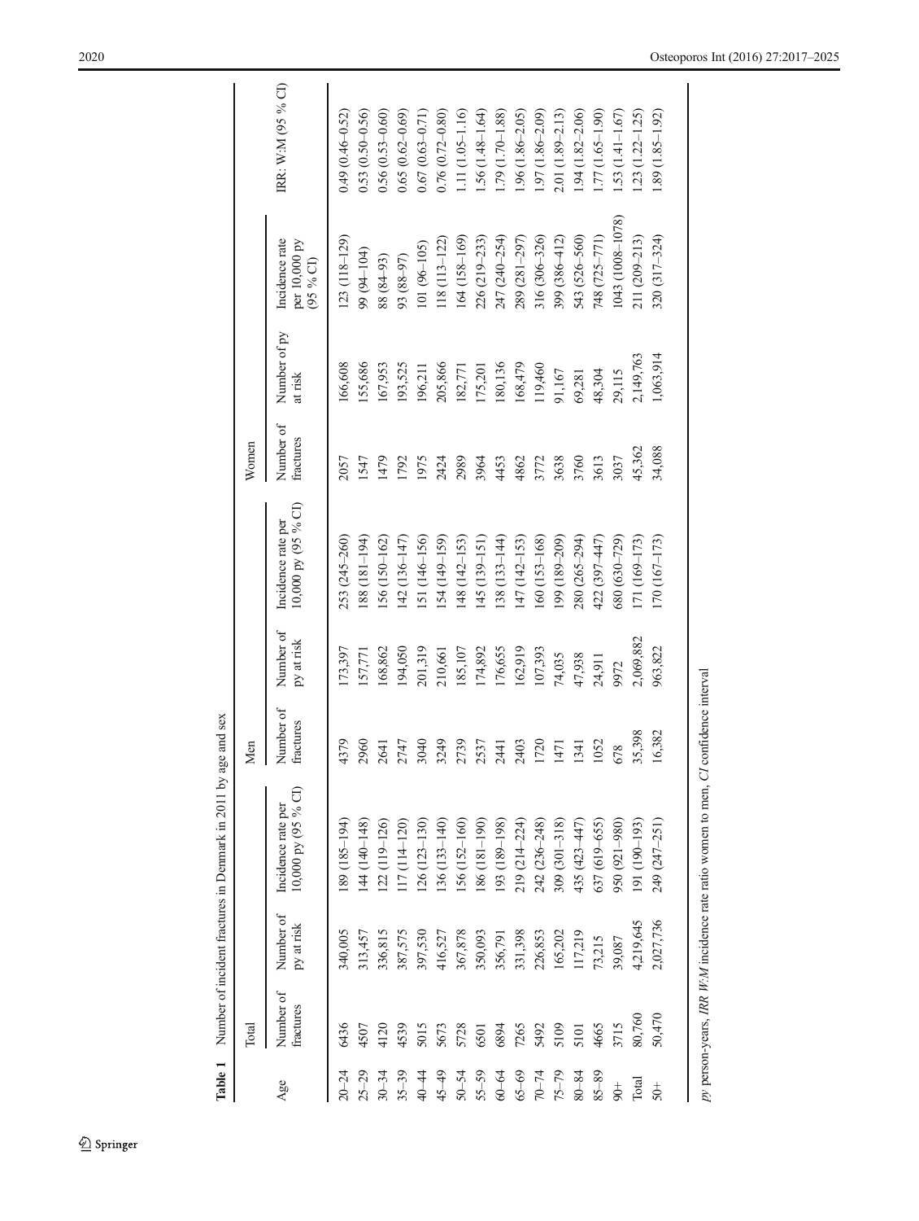**Table 1** Number of incident fractures in Denmark in 2011 by age and sex

| Age | Total | | | Men | | | Women | | | IRR: W:M (95 % CI) |
|---|---|---|---|---|---|---|---|---|---|---|
| | Number of fractures | Number of py at risk | Incidence rate per 10,000 py (95 % CI) | Number of fractures | Number of py at risk | Incidence rate per 10,000 py (95 % CI) | Number of fractures | Number of py at risk | Incidence rate per 10,000 py (95 % CI) | |
| 20–24 | 6436 | 340,005 | 189 (185–194) | 4379 | 173,397 | 253 (245–260) | 2057 | 166,608 | 123 (118–129) | 0.49 (0.46–0.52) |
| 25–29 | 4507 | 313,457 | 144 (140–148) | 2960 | 157,771 | 188 (181–194) | 1547 | 155,686 | 99 (94–104) | 0.53 (0.50–0.56) |
| 30–34 | 4120 | 336,815 | 122 (119–126) | 2641 | 168,862 | 156 (150–162) | 1479 | 167,953 | 88 (84–93) | 0.56 (0.53–0.60) |
| 35–39 | 4539 | 387,575 | 117 (114–120) | 2747 | 194,050 | 142 (136–147) | 1792 | 193,525 | 93 (88–97) | 0.65 (0.62–0.69) |
| 40–44 | 5015 | 397,530 | 126 (123–130) | 3040 | 201,319 | 151 (146–156) | 1975 | 196,211 | 101 (96–105) | 0.67 (0.63–0.71) |
| 45–49 | 5673 | 416,527 | 136 (133–140) | 3249 | 210,661 | 154 (149–159) | 2424 | 205,866 | 118 (113–122) | 0.76 (0.72–0.80) |
| 50–54 | 5728 | 367,878 | 156 (152–160) | 2739 | 185,107 | 148 (142–153) | 2989 | 182,771 | 164 (158–169) | 1.11 (1.05–1.16) |
| 55–59 | 6501 | 350,093 | 186 (181–190) | 2537 | 174,892 | 145 (139–151) | 3964 | 175,201 | 226 (219–233) | 1.56 (1.48–1.64) |
| 60–64 | 6894 | 356,791 | 193 (189–198) | 2441 | 176,655 | 138 (133–144) | 4453 | 180,136 | 247 (240–254) | 1.79 (1.70–1.88) |
| 65–69 | 7265 | 331,398 | 219 (214–224) | 2403 | 162,919 | 147 (142–153) | 4862 | 168,479 | 289 (281–297) | 1.96 (1.86–2.05) |
| 70–74 | 5492 | 226,853 | 242 (236–248) | 1720 | 107,393 | 160 (153–168) | 3772 | 119,460 | 316 (306–326) | 1.97 (1.86–2.09) |
| 75–79 | 5109 | 165,202 | 309 (301–318) | 1471 | 74,035 | 199 (189–209) | 3638 | 91,167 | 399 (386–412) | 2.01 (1.89–2.13) |
| 80–84 | 5101 | 117,219 | 435 (423–447) | 1341 | 47,938 | 280 (265–294) | 3760 | 69,281 | 543 (526–560) | 1.94 (1.82–2.06) |
| 85–89 | 4665 | 73,215 | 637 (619–655) | 1052 | 24,911 | 422 (397–447) | 3613 | 48,304 | 748 (725–771) | 1.77 (1.65–1.90) |
| 90+ | 3715 | 39,087 | 950 (921–980) | 678 | 9972 | 680 (630–729) | 3037 | 29,115 | 1043 (1008–1078) | 1.53 (1.41–1.67) |
| Total | 80,760 | 4,219,645 | 191 (190–193) | 35,398 | 2,069,882 | 171 (169–173) | 45,362 | 2,149,763 | 211 (209–213) | 1.23 (1.22–1.25) |
| 50+ | 50,470 | 2,027,736 | 249 (247–251) | 16,382 | 963,822 | 170 (167–173) | 34,088 | 1,063,914 | 320 (317–324) | 1.89 (1.85–1.92) |

*py* person-years, *IRR W:M* incidence rate ratio women to men, *CI* confidence interval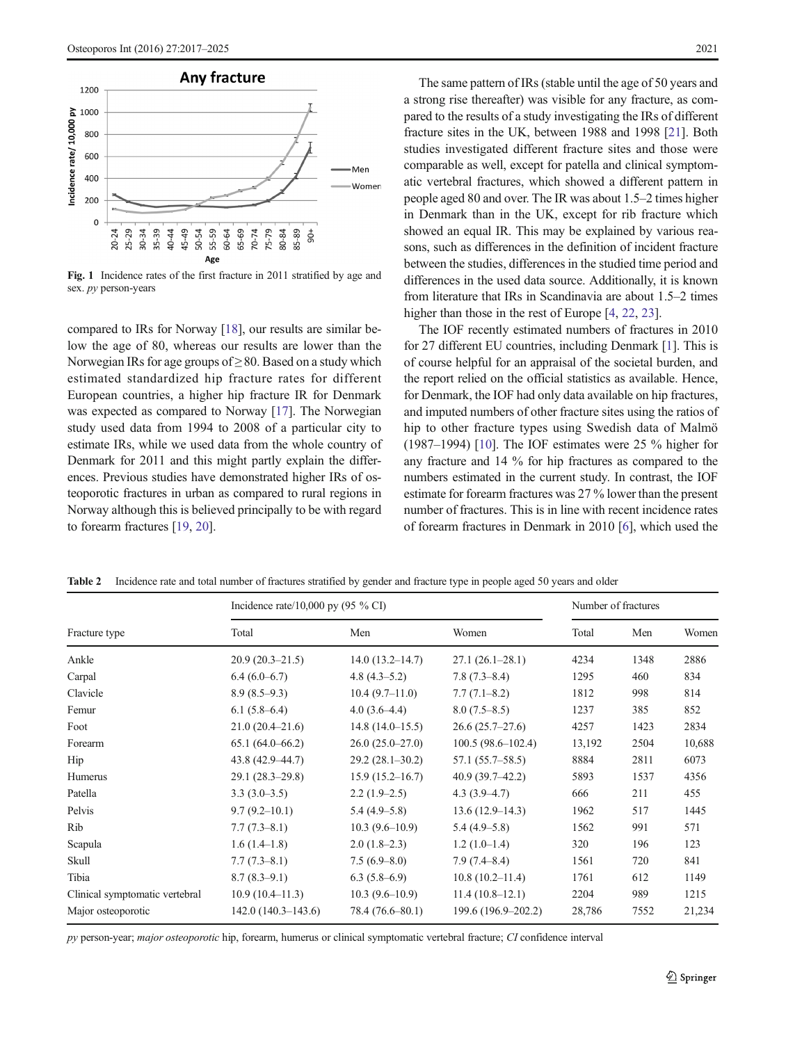Fig. 1 Incidence rates of the first fracture in 2011 stratified by age and sex. *py* person-years

compared to IRs for Norway [18], our results are similar below the age of 80, whereas our results are lower than the Norwegian IRs for age groups of ≥80. Based on a study which estimated standardized hip fracture rates for different European countries, a higher hip fracture IR for Denmark was expected as compared to Norway [17]. The Norwegian study used data from 1994 to 2008 of a particular city to estimate IRs, while we used data from the whole country of Denmark for 2011 and this might partly explain the differences. Previous studies have demonstrated higher IRs of osteoporotic fractures in urban as compared to rural regions in Norway although this is believed principally to be with regard to forearm fractures [19, 20].

The same pattern of IRs (stable until the age of 50 years and a strong rise thereafter) was visible for any fracture, as compared to the results of a study investigating the IRs of different fracture sites in the UK, between 1988 and 1998 [21]. Both studies investigated different fracture sites and those were comparable as well, except for patella and clinical symptomatic vertebral fractures, which showed a different pattern in people aged 80 and over. The IR was about 1.5–2 times higher in Denmark than in the UK, except for rib fracture which showed an equal IR. This may be explained by various reasons, such as differences in the definition of incident fracture between the studies, differences in the studied time period and differences in the used data source. Additionally, it is known from literature that IRs in Scandinavia are about 1.5–2 times higher than those in the rest of Europe [4, 22, 23].

The IOF recently estimated numbers of fractures in 2010 for 27 different EU countries, including Denmark [1]. This is of course helpful for an appraisal of the societal burden, and the report relied on the official statistics as available. Hence, for Denmark, the IOF had only data available on hip fractures, and imputed numbers of other fracture sites using the ratios of hip to other fracture types using Swedish data of Malmö (1987–1994) [10]. The IOF estimates were 25 % higher for any fracture and 14 % for hip fractures as compared to the numbers estimated in the current study. In contrast, the IOF estimate for forearm fractures was 27 % lower than the present number of fractures. This is in line with recent incidence rates of forearm fractures in Denmark in 2010 [6], which used the

**Table 2** Incidence rate and total number of fractures stratified by gender and fracture type in people aged 50 years and older

| Fracture type | Incidence rate/10,000 py (95 % CI) | | | Number of fractures | | |
|---|---|---|---|---|---|---|
| | Total | Men | Women | Total | Men | Women |
| Ankle | 20.9 (20.3–21.5) | 14.0 (13.2–14.7) | 27.1 (26.1–28.1) | 4234 | 1348 | 2886 |
| Carpal | 6.4 (6.0–6.7) | 4.8 (4.3–5.2) | 7.8 (7.3–8.4) | 1295 | 460 | 834 |
| Clavicle | 8.9 (8.5–9.3) | 10.4 (9.7–11.0) | 7.7 (7.1–8.2) | 1812 | 998 | 814 |
| Femur | 6.1 (5.8–6.4) | 4.0 (3.6–4.4) | 8.0 (7.5–8.5) | 1237 | 385 | 852 |
| Foot | 21.0 (20.4–21.6) | 14.8 (14.0–15.5) | 26.6 (25.7–27.6) | 4257 | 1423 | 2834 |
| Forearm | 65.1 (64.0–66.2) | 26.0 (25.0–27.0) | 100.5 (98.6–102.4) | 13,192 | 2504 | 10,688 |
| Hip | 43.8 (42.9–44.7) | 29.2 (28.1–30.2) | 57.1 (55.7–58.5) | 8884 | 2811 | 6073 |
| Humerus | 29.1 (28.3–29.8) | 15.9 (15.2–16.7) | 40.9 (39.7–42.2) | 5893 | 1537 | 4356 |
| Patella | 3.3 (3.0–3.5) | 2.2 (1.9–2.5) | 4.3 (3.9–4.7) | 666 | 211 | 455 |
| Pelvis | 9.7 (9.2–10.1) | 5.4 (4.9–5.8) | 13.6 (12.9–14.3) | 1962 | 517 | 1445 |
| Rib | 7.7 (7.3–8.1) | 10.3 (9.6–10.9) | 5.4 (4.9–5.8) | 1562 | 991 | 571 |
| Scapula | 1.6 (1.4–1.8) | 2.0 (1.8–2.3) | 1.2 (1.0–1.4) | 320 | 196 | 123 |
| Skull | 7.7 (7.3–8.1) | 7.5 (6.9–8.0) | 7.9 (7.4–8.4) | 1561 | 720 | 841 |
| Tibia | 8.7 (8.3–9.1) | 6.3 (5.8–6.9) | 10.8 (10.2–11.4) | 1761 | 612 | 1149 |
| Clinical symptomatic vertebral | 10.9 (10.4–11.3) | 10.3 (9.6–10.9) | 11.4 (10.8–12.1) | 2204 | 989 | 1215 |
| Major osteoporotic | 142.0 (140.3–143.6) | 78.4 (76.6–80.1) | 199.6 (196.9–202.2) | 28,786 | 7552 | 21,234 |

*py* person-year; *major osteoporotic* hip, forearm, humerus or clinical symptomatic vertebral fracture; *CI* confidence interval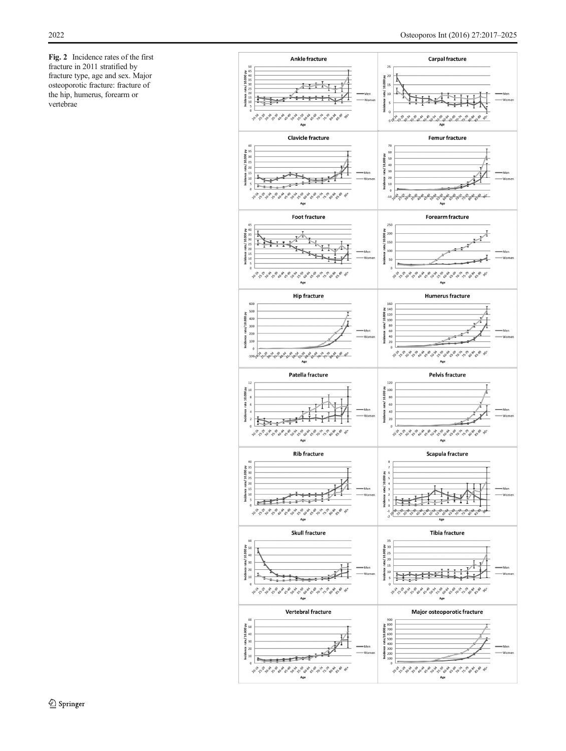**Fig. 2** Incidence rates of the first fracture in 2011 stratified by fracture type, age and sex. Major osteoporotic fracture: fracture of the hip, humerus, forearm or vertebrae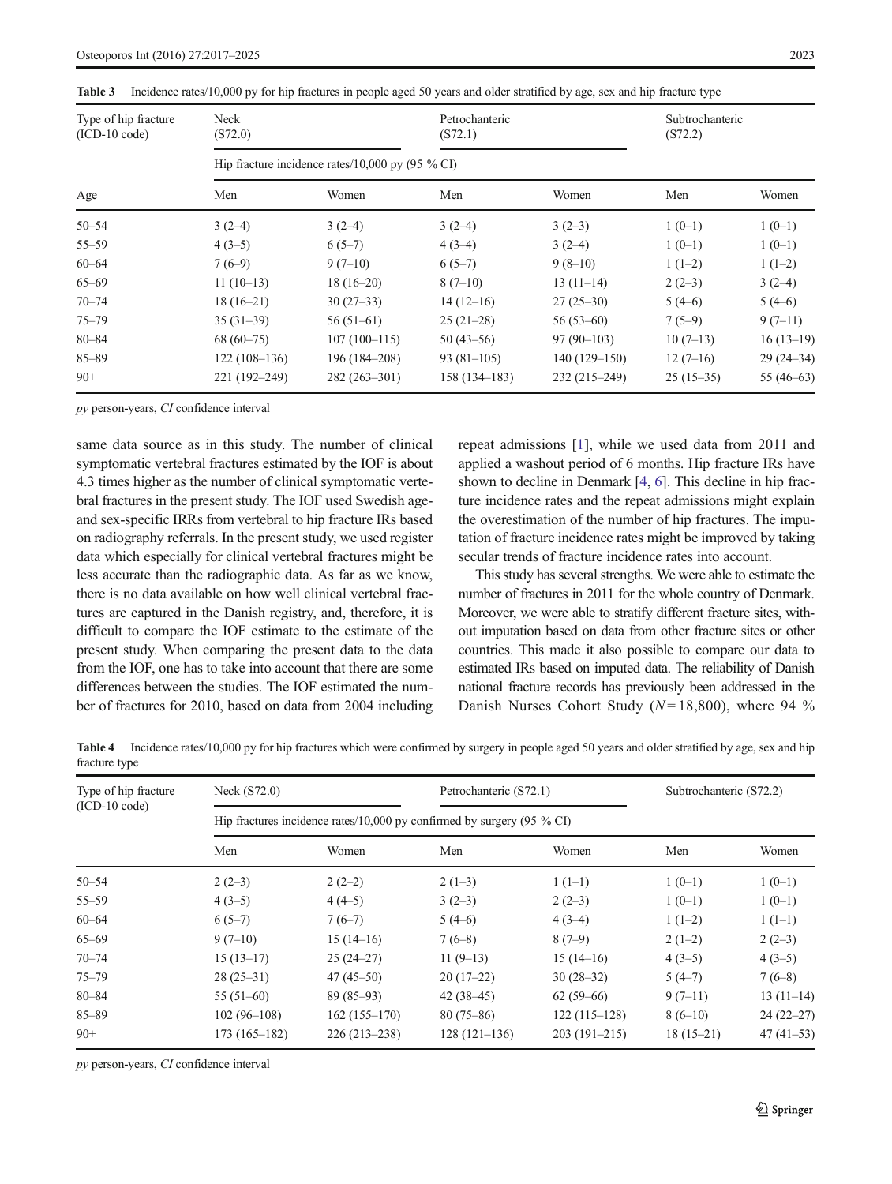**Table 3** Incidence rates/10,000 py for hip fractures in people aged 50 years and older stratified by age, sex and hip fracture type

| Type of hip fracture (ICD-10 code) | Neck (S72.0) | | Petrochanteric (S72.1) | | Subtrochanteric (S72.2) | |
|---|---|---|---|---|---|---|
| | Hip fracture incidence rates/10,000 py (95 % CI) | | | | | |
| Age | Men | Women | Men | Women | Men | Women |
| 50–54 | 3 (2–4) | 3 (2–4) | 3 (2–4) | 3 (2–3) | 1 (0–1) | 1 (0–1) |
| 55–59 | 4 (3–5) | 6 (5–7) | 4 (3–4) | 3 (2–4) | 1 (0–1) | 1 (0–1) |
| 60–64 | 7 (6–9) | 9 (7–10) | 6 (5–7) | 9 (8–10) | 1 (1–2) | 1 (1–2) |
| 65–69 | 11 (10–13) | 18 (16–20) | 8 (7–10) | 13 (11–14) | 2 (2–3) | 3 (2–4) |
| 70–74 | 18 (16–21) | 30 (27–33) | 14 (12–16) | 27 (25–30) | 5 (4–6) | 5 (4–6) |
| 75–79 | 35 (31–39) | 56 (51–61) | 25 (21–28) | 56 (53–60) | 7 (5–9) | 9 (7–11) |
| 80–84 | 68 (60–75) | 107 (100–115) | 50 (43–56) | 97 (90–103) | 10 (7–13) | 16 (13–19) |
| 85–89 | 122 (108–136) | 196 (184–208) | 93 (81–105) | 140 (129–150) | 12 (7–16) | 29 (24–34) |
| 90+ | 221 (192–249) | 282 (263–301) | 158 (134–183) | 232 (215–249) | 25 (15–35) | 55 (46–63) |

*py* person-years, *CI* confidence interval

same data source as in this study. The number of clinical symptomatic vertebral fractures estimated by the IOF is about 4.3 times higher as the number of clinical symptomatic vertebral fractures in the present study. The IOF used Swedish age- and sex-specific IRRs from vertebral to hip fracture IRs based on radiography referrals. In the present study, we used register data which especially for clinical vertebral fractures might be less accurate than the radiographic data. As far as we know, there is no data available on how well clinical vertebral fractures are captured in the Danish registry, and, therefore, it is difficult to compare the IOF estimate to the estimate of the present study. When comparing the present data to the data from the IOF, one has to take into account that there are some differences between the studies. The IOF estimated the number of fractures for 2010, based on data from 2004 including repeat admissions [1], while we used data from 2011 and applied a washout period of 6 months. Hip fracture IRs have shown to decline in Denmark [4, 6]. This decline in hip fracture incidence rates and the repeat admissions might explain the overestimation of the number of hip fractures. The imputation of fracture incidence rates might be improved by taking secular trends of fracture incidence rates into account.

This study has several strengths. We were able to estimate the number of fractures in 2011 for the whole country of Denmark. Moreover, we were able to stratify different fracture sites, without imputation based on data from other fracture sites or other countries. This made it also possible to compare our data to estimated IRs based on imputed data. The reliability of Danish national fracture records has previously been addressed in the Danish Nurses Cohort Study ($N = 18{,}800$), where 94 %

**Table 4** Incidence rates/10,000 py for hip fractures which were confirmed by surgery in people aged 50 years and older stratified by age, sex and hip fracture type

| Type of hip fracture (ICD-10 code) | Neck (S72.0) | | Petrochanteric (S72.1) | | Subtrochanteric (S72.2) | |
|---|---|---|---|---|---|---|
| | Hip fractures incidence rates/10,000 py confirmed by surgery (95 % CI) | | | | | |
| | Men | Women | Men | Women | Men | Women |
| 50–54 | 2 (2–3) | 2 (2–2) | 2 (1–3) | 1 (1–1) | 1 (0–1) | 1 (0–1) |
| 55–59 | 4 (3–5) | 4 (4–5) | 3 (2–3) | 2 (2–3) | 1 (0–1) | 1 (0–1) |
| 60–64 | 6 (5–7) | 7 (6–7) | 5 (4–6) | 4 (3–4) | 1 (1–2) | 1 (1–1) |
| 65–69 | 9 (7–10) | 15 (14–16) | 7 (6–8) | 8 (7–9) | 2 (1–2) | 2 (2–3) |
| 70–74 | 15 (13–17) | 25 (24–27) | 11 (9–13) | 15 (14–16) | 4 (3–5) | 4 (3–5) |
| 75–79 | 28 (25–31) | 47 (45–50) | 20 (17–22) | 30 (28–32) | 5 (4–7) | 7 (6–8) |
| 80–84 | 55 (51–60) | 89 (85–93) | 42 (38–45) | 62 (59–66) | 9 (7–11) | 13 (11–14) |
| 85–89 | 102 (96–108) | 162 (155–170) | 80 (75–86) | 122 (115–128) | 8 (6–10) | 24 (22–27) |
| 90+ | 173 (165–182) | 226 (213–238) | 128 (121–136) | 203 (191–215) | 18 (15–21) | 47 (41–53) |

*py* person-years, *CI* confidence interval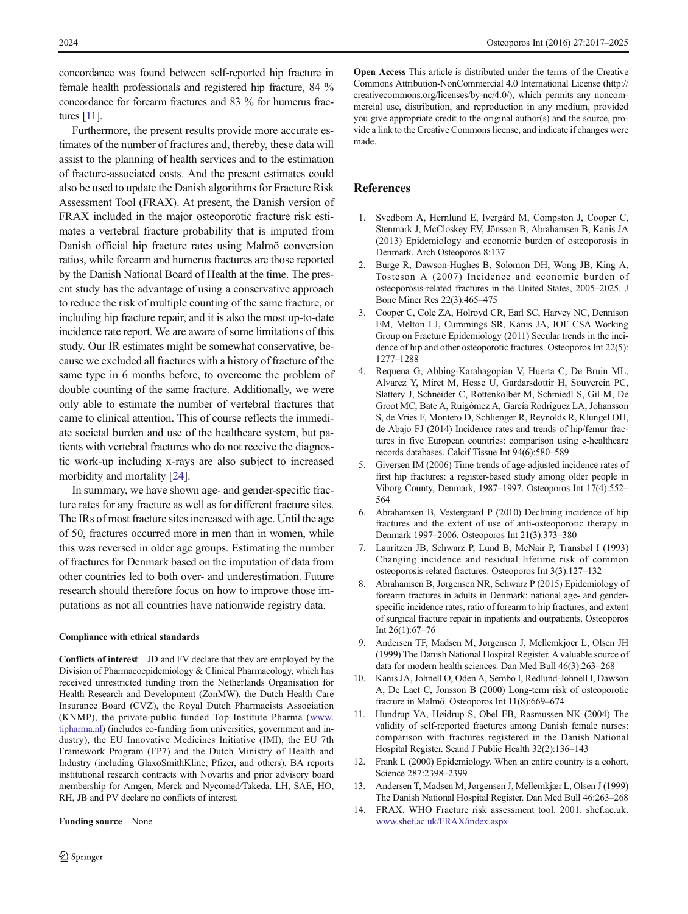concordance was found between self-reported hip fracture in female health professionals and registered hip fracture, 84 % concordance for forearm fractures and 83 % for humerus fractures [11].

Furthermore, the present results provide more accurate estimates of the number of fractures and, thereby, these data will assist to the planning of health services and to the estimation of fracture-associated costs. And the present estimates could also be used to update the Danish algorithms for Fracture Risk Assessment Tool (FRAX). At present, the Danish version of FRAX included in the major osteoporotic fracture risk estimates a vertebral fracture probability that is imputed from Danish official hip fracture rates using Malmö conversion ratios, while forearm and humerus fractures are those reported by the Danish National Board of Health at the time. The present study has the advantage of using a conservative approach to reduce the risk of multiple counting of the same fracture, or including hip fracture repair, and it is also the most up-to-date incidence rate report. We are aware of some limitations of this study. Our IR estimates might be somewhat conservative, because we excluded all fractures with a history of fracture of the same type in 6 months before, to overcome the problem of double counting of the same fracture. Additionally, we were only able to estimate the number of vertebral fractures that came to clinical attention. This of course reflects the immediate societal burden and use of the healthcare system, but patients with vertebral fractures who do not receive the diagnostic work-up including x-rays are also subject to increased morbidity and mortality [24].

In summary, we have shown age- and gender-specific fracture rates for any fracture as well as for different fracture sites. The IRs of most fracture sites increased with age. Until the age of 50, fractures occurred more in men than in women, while this was reversed in older age groups. Estimating the number of fractures for Denmark based on the imputation of data from other countries led to both over- and underestimation. Future research should therefore focus on how to improve those imputations as not all countries have nationwide registry data.

#### Compliance with ethical standards

**Conflicts of interest** JD and FV declare that they are employed by the Division of Pharmacoepidemiology & Clinical Pharmacology, which has received unrestricted funding from the Netherlands Organisation for Health Research and Development (ZonMW), the Dutch Health Care Insurance Board (CVZ), the Royal Dutch Pharmacists Association (KNMP), the private-public funded Top Institute Pharma (www.tipharma.nl) (includes co-funding from universities, government and industry), the EU Innovative Medicines Initiative (IMI), the EU 7th Framework Program (FP7) and the Dutch Ministry of Health and Industry (including GlaxoSmithKline, Pfizer, and others). BA reports institutional research contracts with Novartis and prior advisory board membership for Amgen, Merck and Nycomed/Takeda. LH, SAE, HO, RH, JB and PV declare no conflicts of interest.

**Funding source** None

**Open Access** This article is distributed under the terms of the Creative Commons Attribution-NonCommercial 4.0 International License (http://creativecommons.org/licenses/by-nc/4.0/), which permits any noncommercial use, distribution, and reproduction in any medium, provided you give appropriate credit to the original author(s) and the source, provide a link to the Creative Commons license, and indicate if changes were made.

## References

1. Svedbom A, Hernlund E, Ivergård M, Compston J, Cooper C, Stenmark J, McCloskey EV, Jönsson B, Abrahamsen B, Kanis JA (2013) Epidemiology and economic burden of osteoporosis in Denmark. Arch Osteoporos 8:137
2. Burge R, Dawson-Hughes B, Solomon DH, Wong JB, King A, Tosteson A (2007) Incidence and economic burden of osteoporosis-related fractures in the United States, 2005–2025. J Bone Miner Res 22(3):465–475
3. Cooper C, Cole ZA, Holroyd CR, Earl SC, Harvey NC, Dennison EM, Melton LJ, Cummings SR, Kanis JA, IOF CSA Working Group on Fracture Epidemiology (2011) Secular trends in the incidence of hip and other osteoporotic fractures. Osteoporos Int 22(5):1277–1288
4. Requena G, Abbing-Karahagopian V, Huerta C, De Bruin ML, Alvarez Y, Miret M, Hesse U, Gardarsdottir H, Souverein PC, Slattery J, Schneider C, Rottenkolber M, Schmiedl S, Gil M, De Groot MC, Bate A, Ruigómez A, García Rodríguez LA, Johansson S, de Vries F, Montero D, Schlienger R, Reynolds R, Klungel OH, de Abajo FJ (2014) Incidence rates and trends of hip/femur fractures in five European countries: comparison using e-healthcare records databases. Calcif Tissue Int 94(6):580–589
5. Giversen IM (2006) Time trends of age-adjusted incidence rates of first hip fractures: a register-based study among older people in Viborg County, Denmark, 1987–1997. Osteoporos Int 17(4):552–564
6. Abrahamsen B, Vestergaard P (2010) Declining incidence of hip fractures and the extent of use of anti-osteoporotic therapy in Denmark 1997–2006. Osteoporos Int 21(3):373–380
7. Lauritzen JB, Schwarz P, Lund B, McNair P, Transbøl I (1993) Changing incidence and residual lifetime risk of common osteoporosis-related fractures. Osteoporos Int 3(3):127–132
8. Abrahamsen B, Jørgensen NR, Schwarz P (2015) Epidemiology of forearm fractures in adults in Denmark: national age- and gender-specific incidence rates, ratio of forearm to hip fractures, and extent of surgical fracture repair in inpatients and outpatients. Osteoporos Int 26(1):67–76
9. Andersen TF, Madsen M, Jørgensen J, Mellemkjoer L, Olsen JH (1999) The Danish National Hospital Register. A valuable source of data for modern health sciences. Dan Med Bull 46(3):263–268
10. Kanis JA, Johnell O, Oden A, Sembo I, Redlund-Johnell I, Dawson A, De Laet C, Jonsson B (2000) Long-term risk of osteoporotic fracture in Malmö. Osteoporos Int 11(8):669–674
11. Hundrup YA, Høidrup S, Obel EB, Rasmussen NK (2004) The validity of self-reported fractures among Danish female nurses: comparison with fractures registered in the Danish National Hospital Register. Scand J Public Health 32(2):136–143
12. Frank L (2000) Epidemiology. When an entire country is a cohort. Science 287:2398–2399
13. Andersen T, Madsen M, Jørgensen J, Mellemkjær L, Olsen J (1999) The Danish National Hospital Register. Dan Med Bull 46:263–268
14. FRAX. WHO Fracture risk assessment tool. 2001. shef.ac.uk. www.shef.ac.uk/FRAX/index.aspx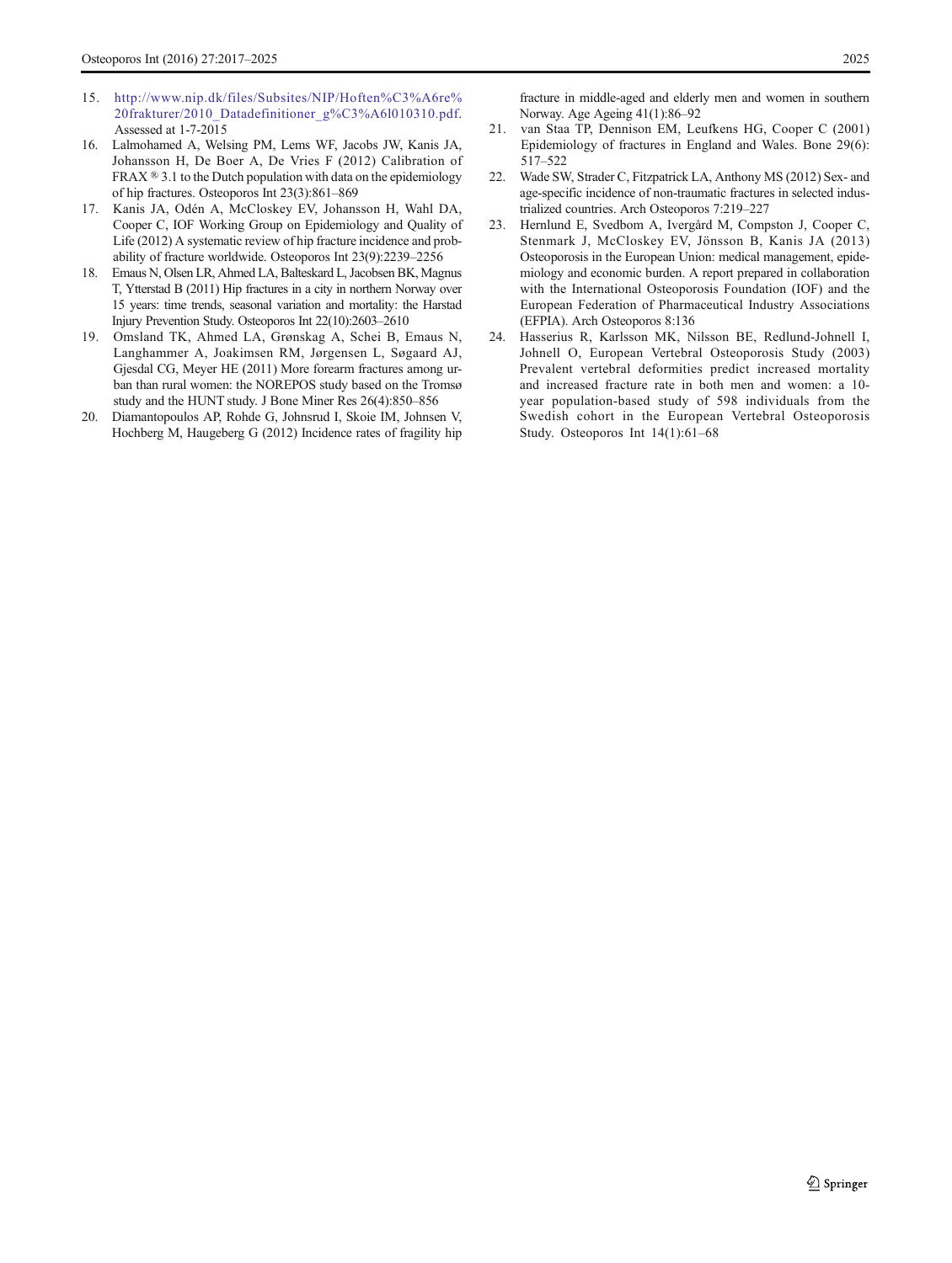15. http://www.nip.dk/files/Subsites/NIP/Hoften%C3%A6re%20frakturer/2010_Datadefinitioner_g%C3%A6l010310.pdf. Assessed at 1-7-2015
16. Lalmohamed A, Welsing PM, Lems WF, Jacobs JW, Kanis JA, Johansson H, De Boer A, De Vries F (2012) Calibration of FRAX ® 3.1 to the Dutch population with data on the epidemiology of hip fractures. Osteoporos Int 23(3):861–869
17. Kanis JA, Odén A, McCloskey EV, Johansson H, Wahl DA, Cooper C, IOF Working Group on Epidemiology and Quality of Life (2012) A systematic review of hip fracture incidence and probability of fracture worldwide. Osteoporos Int 23(9):2239–2256
18. Emaus N, Olsen LR, Ahmed LA, Balteskard L, Jacobsen BK, Magnus T, Ytterstad B (2011) Hip fractures in a city in northern Norway over 15 years: time trends, seasonal variation and mortality: the Harstad Injury Prevention Study. Osteoporos Int 22(10):2603–2610
19. Omsland TK, Ahmed LA, Grønskag A, Schei B, Emaus N, Langhammer A, Joakimsen RM, Jørgensen L, Søgaard AJ, Gjesdal CG, Meyer HE (2011) More forearm fractures among urban than rural women: the NOREPOS study based on the Tromsø study and the HUNT study. J Bone Miner Res 26(4):850–856
20. Diamantopoulos AP, Rohde G, Johnsrud I, Skoie IM, Johnsen V, Hochberg M, Haugeberg G (2012) Incidence rates of fragility hip fracture in middle-aged and elderly men and women in southern Norway. Age Ageing 41(1):86–92
21. van Staa TP, Dennison EM, Leufkens HG, Cooper C (2001) Epidemiology of fractures in England and Wales. Bone 29(6): 517–522
22. Wade SW, Strader C, Fitzpatrick LA, Anthony MS (2012) Sex- and age-specific incidence of non-traumatic fractures in selected industrialized countries. Arch Osteoporos 7:219–227
23. Hernlund E, Svedbom A, Ivergård M, Compston J, Cooper C, Stenmark J, McCloskey EV, Jönsson B, Kanis JA (2013) Osteoporosis in the European Union: medical management, epidemiology and economic burden. A report prepared in collaboration with the International Osteoporosis Foundation (IOF) and the European Federation of Pharmaceutical Industry Associations (EFPIA). Arch Osteoporos 8:136
24. Hasserius R, Karlsson MK, Nilsson BE, Redlund-Johnell I, Johnell O, European Vertebral Osteoporosis Study (2003) Prevalent vertebral deformities predict increased mortality and increased fracture rate in both men and women: a 10-year population-based study of 598 individuals from the Swedish cohort in the European Vertebral Osteoporosis Study. Osteoporos Int 14(1):61–68